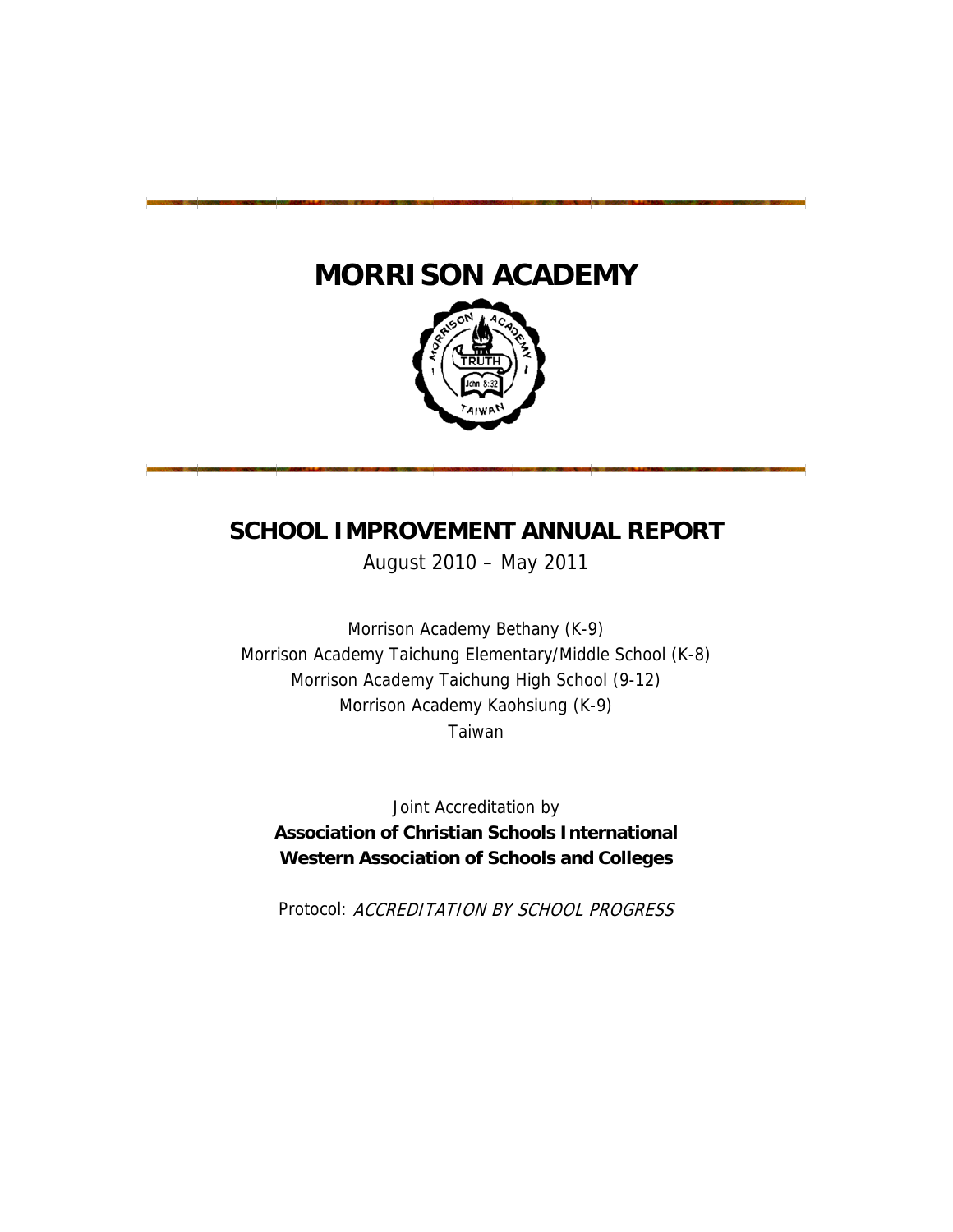# MORRISON ACADEMY

## SCHOOL IMPROVEMENT ANNUAL REPORT

August 2010 – May 2011

Morrison Academy Bethany (K-9)
Morrison Academy Taichung Elementary/Middle School (K-8)
Morrison Academy Taichung High School (9-12)
Morrison Academy Kaohsiung (K-9)
Taiwan

Joint Accreditation by
**Association of Christian Schools International**
**Western Association of Schools and Colleges**

Protocol: *ACCREDITATION BY SCHOOL PROGRESS*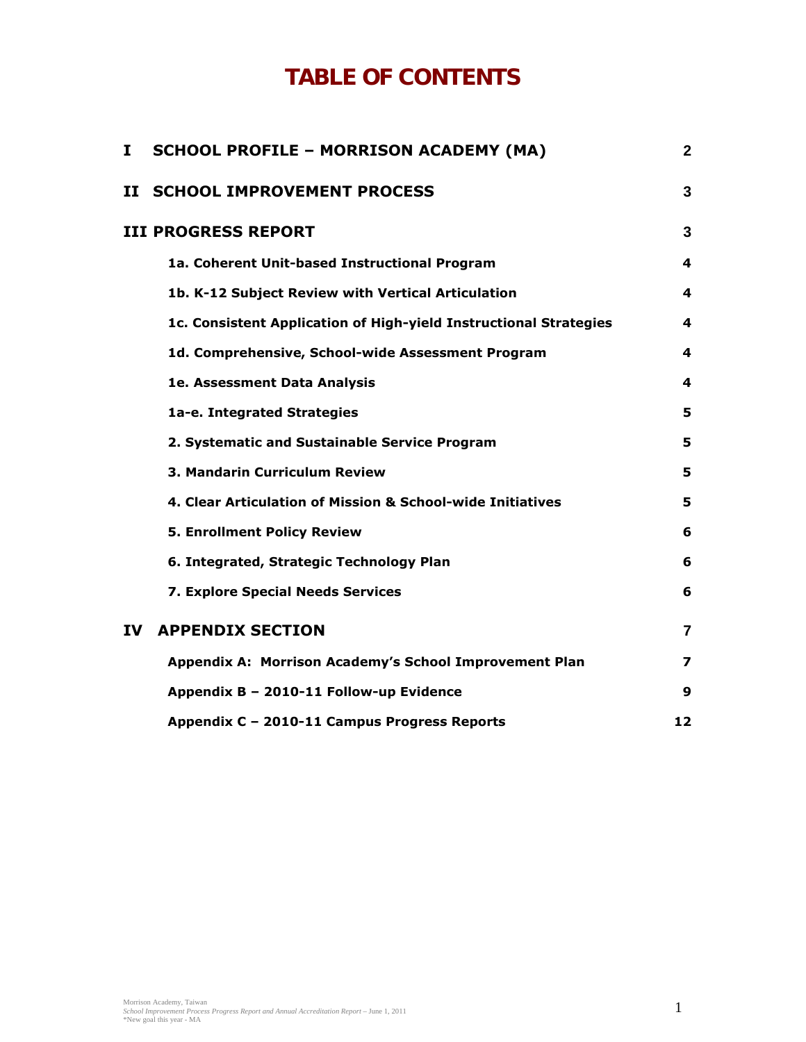# TABLE OF CONTENTS

| | | |
|---|---|---|
| **I** | **SCHOOL PROFILE – MORRISON ACADEMY (MA)** | **2** |
| **II** | **SCHOOL IMPROVEMENT PROCESS** | **3** |
| **III** | **PROGRESS REPORT** | **3** |
| | **1a. Coherent Unit-based Instructional Program** | **4** |
| | **1b. K-12 Subject Review with Vertical Articulation** | **4** |
| | **1c. Consistent Application of High-yield Instructional Strategies** | **4** |
| | **1d. Comprehensive, School-wide Assessment Program** | **4** |
| | **1e. Assessment Data Analysis** | **4** |
| | **1a-e. Integrated Strategies** | **5** |
| | **2. Systematic and Sustainable Service Program** | **5** |
| | **3. Mandarin Curriculum Review** | **5** |
| | **4. Clear Articulation of Mission & School-wide Initiatives** | **5** |
| | **5. Enrollment Policy Review** | **6** |
| | **6. Integrated, Strategic Technology Plan** | **6** |
| | **7. Explore Special Needs Services** | **6** |
| **IV** | **APPENDIX SECTION** | **7** |
| | **Appendix A: Morrison Academy's School Improvement Plan** | **7** |
| | **Appendix B – 2010-11 Follow-up Evidence** | **9** |
| | **Appendix C – 2010-11 Campus Progress Reports** | **12** |

*New goal this year - MA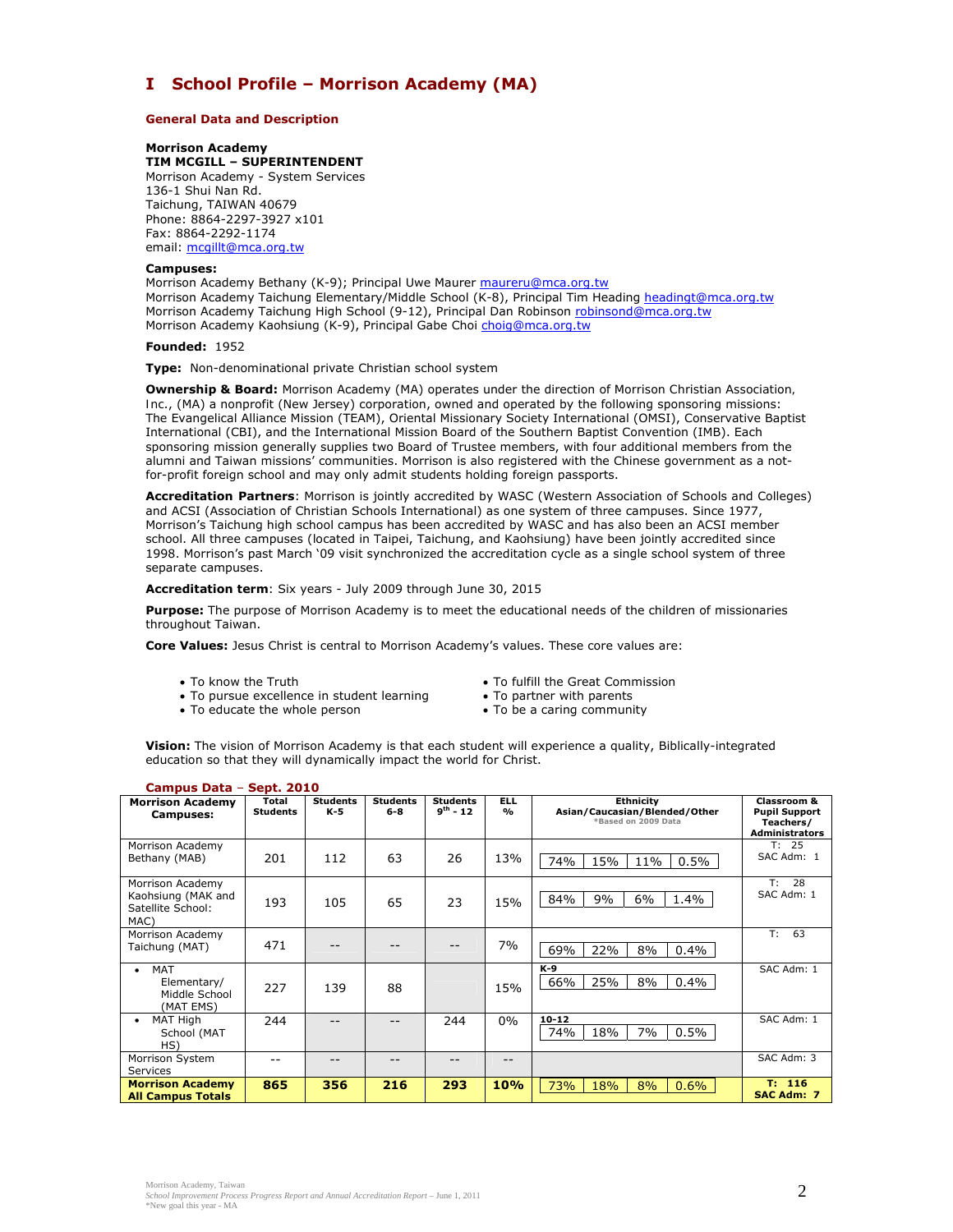# I School Profile – Morrison Academy (MA)

### General Data and Description

**Morrison Academy**
**TIM MCGILL – SUPERINTENDENT**
Morrison Academy - System Services
136-1 Shui Nan Rd.
Taichung, TAIWAN 40679
Phone: 8864-2297-3927 x101
Fax: 8864-2292-1174
email: mcgillt@mca.org.tw

**Campuses:**
Morrison Academy Bethany (K-9); Principal Uwe Maurer maureru@mca.org.tw
Morrison Academy Taichung Elementary/Middle School (K-8), Principal Tim Heading headingt@mca.org.tw
Morrison Academy Taichung High School (9-12), Principal Dan Robinson robinsond@mca.org.tw
Morrison Academy Kaohsiung (K-9), Principal Gabe Choi choig@mca.org.tw

**Founded:** 1952

**Type:** Non-denominational private Christian school system

**Ownership & Board:** Morrison Academy (MA) operates under the direction of Morrison Christian Association, Inc., (MA) a nonprofit (New Jersey) corporation, owned and operated by the following sponsoring missions: The Evangelical Alliance Mission (TEAM), Oriental Missionary Society International (OMSI), Conservative Baptist International (CBI), and the International Mission Board of the Southern Baptist Convention (IMB). Each sponsoring mission generally supplies two Board of Trustee members, with four additional members from the alumni and Taiwan missions' communities. Morrison is also registered with the Chinese government as a not-for-profit foreign school and may only admit students holding foreign passports.

**Accreditation Partners**: Morrison is jointly accredited by WASC (Western Association of Schools and Colleges) and ACSI (Association of Christian Schools International) as one system of three campuses. Since 1977, Morrison's Taichung high school campus has been accredited by WASC and has also been an ACSI member school. All three campuses (located in Taipei, Taichung, and Kaohsiung) have been jointly accredited since 1998. Morrison's past March '09 visit synchronized the accreditation cycle as a single school system of three separate campuses.

**Accreditation term**: Six years - July 2009 through June 30, 2015

**Purpose:** The purpose of Morrison Academy is to meet the educational needs of the children of missionaries throughout Taiwan.

**Core Values:** Jesus Christ is central to Morrison Academy's values. These core values are:

- To know the Truth
- To pursue excellence in student learning
- To educate the whole person
- To fulfill the Great Commission
- To partner with parents
- To be a caring community

**Vision:** The vision of Morrison Academy is that each student will experience a quality, Biblically-integrated education so that they will dynamically impact the world for Christ.

### Campus Data – Sept. 2010

| Morrison Academy Campuses: | Total Students | Students K-5 | Students 6-8 | Students 9th - 12 | ELL % | Ethnicity Asian/Caucasian/Blended/Other *Based on 2009 Data | Classroom & Pupil Support Teachers/ Administrators |
|---|---|---|---|---|---|---|---|
| Morrison Academy Bethany (MAB) | 201 | 112 | 63 | 26 | 13% | 74% / 15% / 11% / 0.5% | T: 25 SAC Adm: 1 |
| Morrison Academy Kaohsiung (MAK and Satellite School: MAC) | 193 | 105 | 65 | 23 | 15% | 84% / 9% / 6% / 1.4% | T: 28 SAC Adm: 1 |
| Morrison Academy Taichung (MAT) | 471 | -- | -- | -- | 7% | 69% / 22% / 8% / 0.4% | T: 63 |
| • MAT Elementary/ Middle School (MAT EMS) | 227 | 139 | 88 | | 15% | K-9 66% / 25% / 8% / 0.4% | SAC Adm: 1 |
| • MAT High School (MAT HS) | 244 | -- | -- | 244 | 0% | 10-12 74% / 18% / 7% / 0.5% | SAC Adm: 1 |
| Morrison System Services | -- | -- | -- | -- | -- | | SAC Adm: 3 |
| **Morrison Academy All Campus Totals** | **865** | **356** | **216** | **293** | **10%** | 73% / 18% / 8% / 0.6% | **T: 116 SAC Adm: 7** |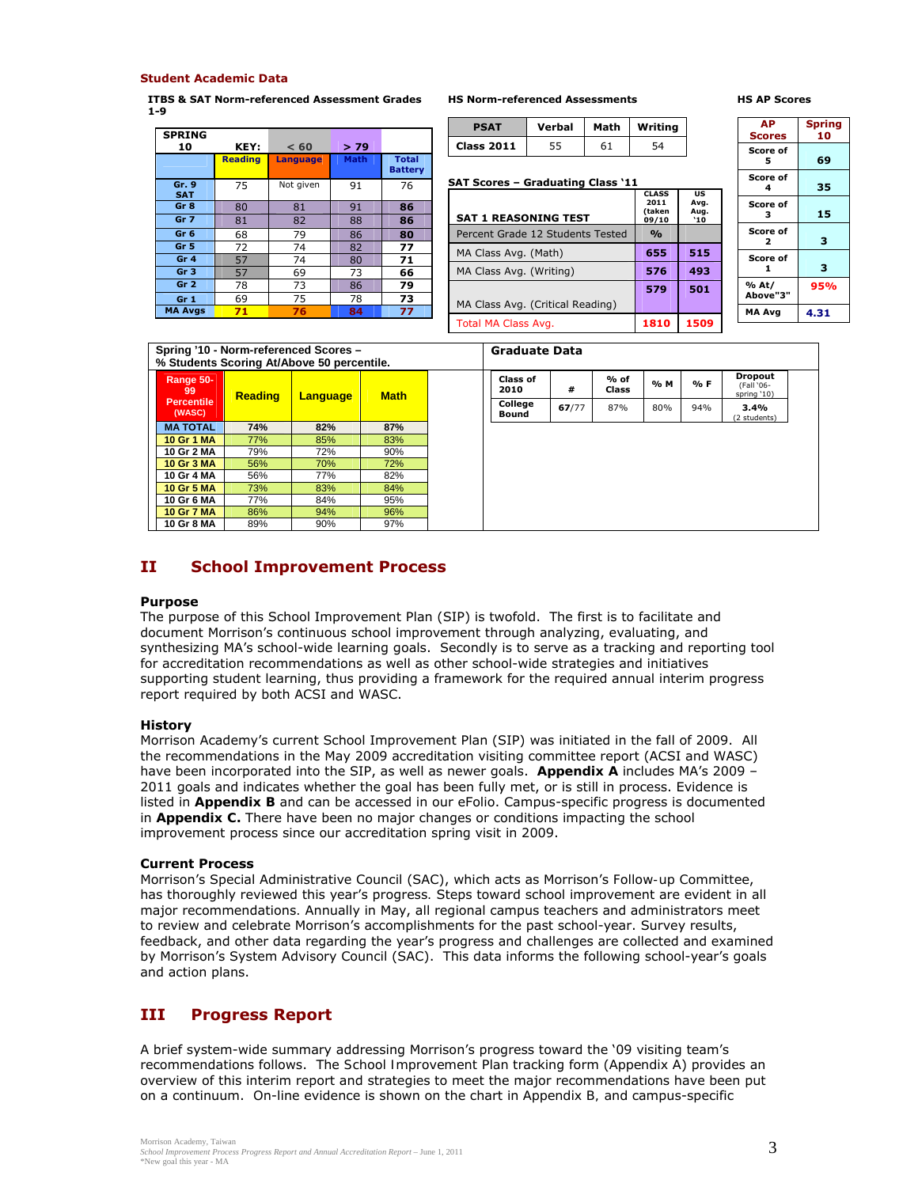### Student Academic Data

**ITBS & SAT Norm-referenced Assessment Grades 1-9**

| SPRING 10 | KEY: | < 60 | > 79 | |
|---|---|---|---|---|
| | Reading | Language | Math | Total Battery |
| Gr. 9 SAT | 75 | Not given | 91 | 76 |
| Gr 8 | 80 | 81 | 91 | 86 |
| Gr 7 | 81 | 82 | 88 | 86 |
| Gr 6 | 68 | 79 | 86 | 80 |
| Gr 5 | 72 | 74 | 82 | 77 |
| Gr 4 | 57 | 74 | 80 | 71 |
| Gr 3 | 57 | 69 | 73 | 66 |
| Gr 2 | 78 | 73 | 86 | 79 |
| Gr 1 | 69 | 75 | 78 | 73 |
| MA Avgs | 71 | 76 | 84 | 77 |

**HS Norm-referenced Assessments**

| PSAT | Verbal | Math | Writing |
|---|---|---|---|
| Class 2011 | 55 | 61 | 54 |

**SAT Scores – Graduating Class '11**

| SAT 1 REASONING TEST | CLASS 2011 (taken 09/10 | US Avg. Aug. '10 |
|---|---|---|
| Percent Grade 12 Students Tested | % | |
| MA Class Avg. (Math) | 655 | 515 |
| MA Class Avg. (Writing) | 576 | 493 |
| MA Class Avg. (Critical Reading) | 579 | 501 |
| Total MA Class Avg. | 1810 | 1509 |

**HS AP Scores**

| AP Scores | Spring 10 |
|---|---|
| Score of 5 | 69 |
| Score of 4 | 35 |
| Score of 3 | 15 |
| Score of 2 | 3 |
| Score of 1 | 3 |
| % At/ Above"3" | 95% |
| MA Avg | 4.31 |

**Spring '10 - Norm-referenced Scores – % Students Scoring At/Above 50 percentile.**

| Range 50-99 Percentile (WASC) | Reading | Language | Math |
|---|---|---|---|
| MA TOTAL | 74% | 82% | 87% |
| 10 Gr 1 MA | 77% | 85% | 83% |
| 10 Gr 2 MA | 79% | 72% | 90% |
| 10 Gr 3 MA | 56% | 70% | 72% |
| 10 Gr 4 MA | 56% | 77% | 82% |
| 10 Gr 5 MA | 73% | 83% | 84% |
| 10 Gr 6 MA | 77% | 84% | 95% |
| 10 Gr 7 MA | 86% | 94% | 96% |
| 10 Gr 8 MA | 89% | 90% | 97% |

**Graduate Data**

| Class of 2010 | # | % of Class | % M | % F | Dropout (Fall '06-spring '10) |
|---|---|---|---|---|---|
| College Bound | 67/77 | 87% | 80% | 94% | 3.4% (2 students) |

## II School Improvement Process

### Purpose

The purpose of this School Improvement Plan (SIP) is twofold. The first is to facilitate and document Morrison's continuous school improvement through analyzing, evaluating, and synthesizing MA's school-wide learning goals. Secondly is to serve as a tracking and reporting tool for accreditation recommendations as well as other school-wide strategies and initiatives supporting student learning, thus providing a framework for the required annual interim progress report required by both ACSI and WASC.

### History

Morrison Academy's current School Improvement Plan (SIP) was initiated in the fall of 2009. All the recommendations in the May 2009 accreditation visiting committee report (ACSI and WASC) have been incorporated into the SIP, as well as newer goals. **Appendix A** includes MA's 2009 – 2011 goals and indicates whether the goal has been fully met, or is still in process. Evidence is listed in **Appendix B** and can be accessed in our eFolio. Campus-specific progress is documented in **Appendix C.** There have been no major changes or conditions impacting the school improvement process since our accreditation spring visit in 2009.

### Current Process

Morrison's Special Administrative Council (SAC), which acts as Morrison's Follow-up Committee, has thoroughly reviewed this year's progress. Steps toward school improvement are evident in all major recommendations. Annually in May, all regional campus teachers and administrators meet to review and celebrate Morrison's accomplishments for the past school-year. Survey results, feedback, and other data regarding the year's progress and challenges are collected and examined by Morrison's System Advisory Council (SAC). This data informs the following school-year's goals and action plans.

## III Progress Report

A brief system-wide summary addressing Morrison's progress toward the '09 visiting team's recommendations follows. The School Improvement Plan tracking form (Appendix A) provides an overview of this interim report and strategies to meet the major recommendations have been put on a continuum. On-line evidence is shown on the chart in Appendix B, and campus-specific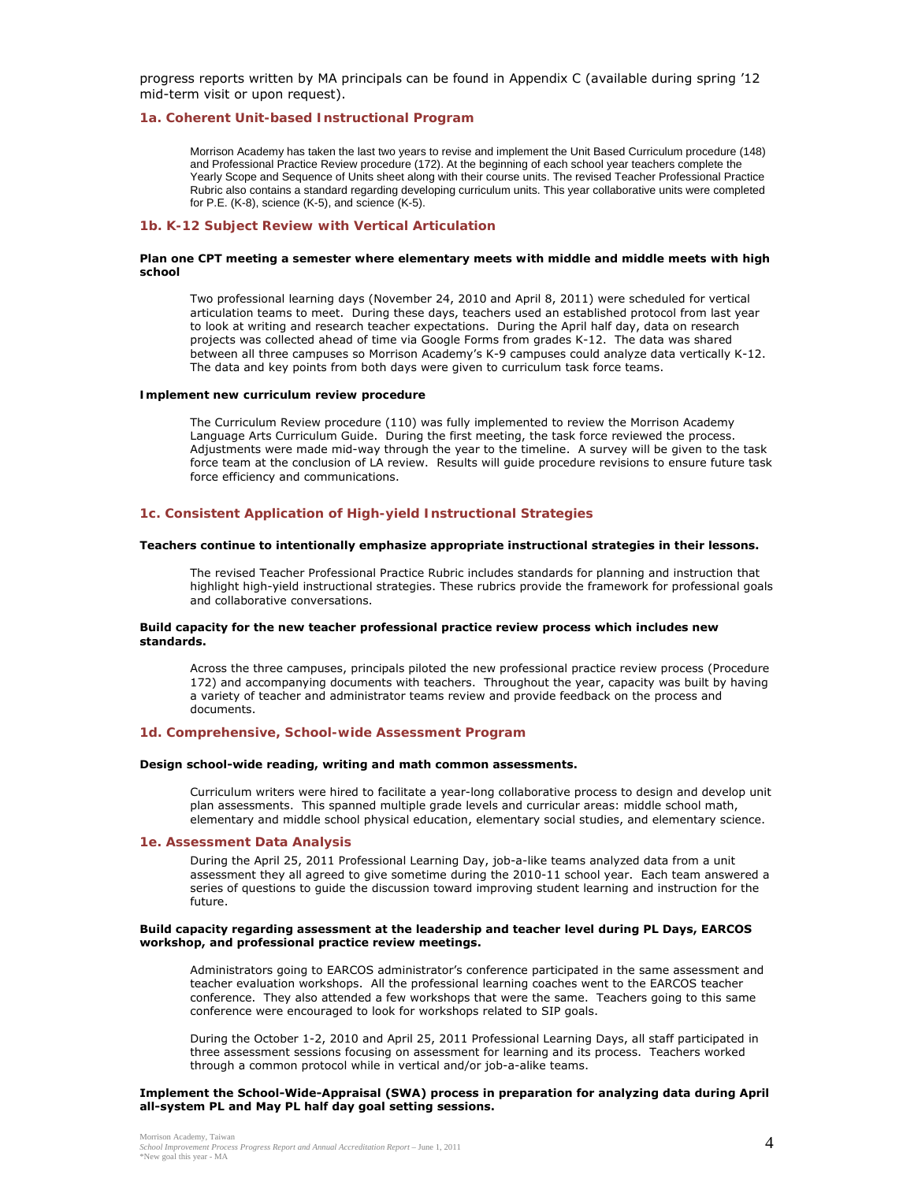progress reports written by MA principals can be found in Appendix C (available during spring '12 mid-term visit or upon request).

### 1a. Coherent Unit-based Instructional Program

Morrison Academy has taken the last two years to revise and implement the Unit Based Curriculum procedure (148) and Professional Practice Review procedure (172). At the beginning of each school year teachers complete the Yearly Scope and Sequence of Units sheet along with their course units. The revised Teacher Professional Practice Rubric also contains a standard regarding developing curriculum units. This year collaborative units were completed for P.E. (K-8), science (K-5), and science (K-5).

### 1b. K-12 Subject Review with Vertical Articulation

**Plan one CPT meeting a semester where elementary meets with middle and middle meets with high school**

Two professional learning days (November 24, 2010 and April 8, 2011) were scheduled for vertical articulation teams to meet. During these days, teachers used an established protocol from last year to look at writing and research teacher expectations. During the April half day, data on research projects was collected ahead of time via Google Forms from grades K-12. The data was shared between all three campuses so Morrison Academy's K-9 campuses could analyze data vertically K-12. The data and key points from both days were given to curriculum task force teams.

**Implement new curriculum review procedure**

The Curriculum Review procedure (110) was fully implemented to review the Morrison Academy Language Arts Curriculum Guide. During the first meeting, the task force reviewed the process. Adjustments were made mid-way through the year to the timeline. A survey will be given to the task force team at the conclusion of LA review. Results will guide procedure revisions to ensure future task force efficiency and communications.

### 1c. Consistent Application of High-yield Instructional Strategies

**Teachers continue to intentionally emphasize appropriate instructional strategies in their lessons.**

The revised Teacher Professional Practice Rubric includes standards for planning and instruction that highlight high-yield instructional strategies. These rubrics provide the framework for professional goals and collaborative conversations.

**Build capacity for the new teacher professional practice review process which includes new standards.**

Across the three campuses, principals piloted the new professional practice review process (Procedure 172) and accompanying documents with teachers. Throughout the year, capacity was built by having a variety of teacher and administrator teams review and provide feedback on the process and documents.

### 1d. Comprehensive, School-wide Assessment Program

**Design school-wide reading, writing and math common assessments.**

Curriculum writers were hired to facilitate a year-long collaborative process to design and develop unit plan assessments. This spanned multiple grade levels and curricular areas: middle school math, elementary and middle school physical education, elementary social studies, and elementary science.

### 1e. Assessment Data Analysis

During the April 25, 2011 Professional Learning Day, job-a-like teams analyzed data from a unit assessment they all agreed to give sometime during the 2010-11 school year. Each team answered a series of questions to guide the discussion toward improving student learning and instruction for the future.

**Build capacity regarding assessment at the leadership and teacher level during PL Days, EARCOS workshop, and professional practice review meetings.**

Administrators going to EARCOS administrator's conference participated in the same assessment and teacher evaluation workshops. All the professional learning coaches went to the EARCOS teacher conference. They also attended a few workshops that were the same. Teachers going to this same conference were encouraged to look for workshops related to SIP goals.

During the October 1-2, 2010 and April 25, 2011 Professional Learning Days, all staff participated in three assessment sessions focusing on assessment for learning and its process. Teachers worked through a common protocol while in vertical and/or job-a-alike teams.

**Implement the School-Wide-Appraisal (SWA) process in preparation for analyzing data during April all-system PL and May PL half day goal setting sessions.**

*New goal this year - MA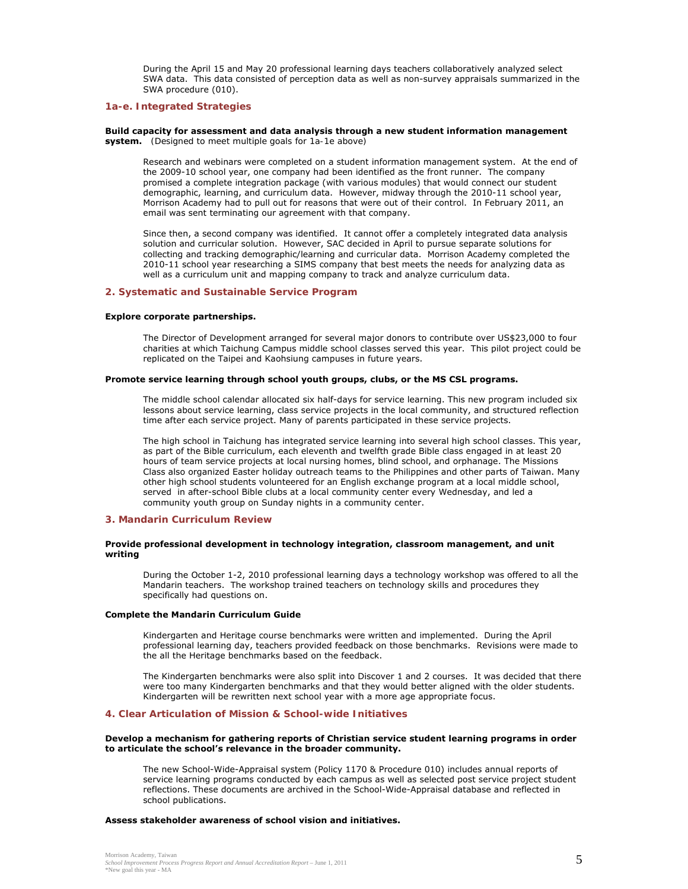During the April 15 and May 20 professional learning days teachers collaboratively analyzed select SWA data. This data consisted of perception data as well as non-survey appraisals summarized in the SWA procedure (010).

### 1a-e. Integrated Strategies

**Build capacity for assessment and data analysis through a new student information management system.** (Designed to meet multiple goals for 1a-1e above)

Research and webinars were completed on a student information management system. At the end of the 2009-10 school year, one company had been identified as the front runner. The company promised a complete integration package (with various modules) that would connect our student demographic, learning, and curriculum data. However, midway through the 2010-11 school year, Morrison Academy had to pull out for reasons that were out of their control. In February 2011, an email was sent terminating our agreement with that company.

Since then, a second company was identified. It cannot offer a completely integrated data analysis solution and curricular solution. However, SAC decided in April to pursue separate solutions for collecting and tracking demographic/learning and curricular data. Morrison Academy completed the 2010-11 school year researching a SIMS company that best meets the needs for analyzing data as well as a curriculum unit and mapping company to track and analyze curriculum data.

### 2. Systematic and Sustainable Service Program

**Explore corporate partnerships.**

The Director of Development arranged for several major donors to contribute over US$23,000 to four charities at which Taichung Campus middle school classes served this year. This pilot project could be replicated on the Taipei and Kaohsiung campuses in future years.

**Promote service learning through school youth groups, clubs, or the MS CSL programs.**

The middle school calendar allocated six half-days for service learning. This new program included six lessons about service learning, class service projects in the local community, and structured reflection time after each service project. Many of parents participated in these service projects.

The high school in Taichung has integrated service learning into several high school classes. This year, as part of the Bible curriculum, each eleventh and twelfth grade Bible class engaged in at least 20 hours of team service projects at local nursing homes, blind school, and orphanage. The Missions Class also organized Easter holiday outreach teams to the Philippines and other parts of Taiwan. Many other high school students volunteered for an English exchange program at a local middle school, served in after-school Bible clubs at a local community center every Wednesday, and led a community youth group on Sunday nights in a community center.

### 3. Mandarin Curriculum Review

**Provide professional development in technology integration, classroom management, and unit writing**

During the October 1-2, 2010 professional learning days a technology workshop was offered to all the Mandarin teachers. The workshop trained teachers on technology skills and procedures they specifically had questions on.

**Complete the Mandarin Curriculum Guide**

Kindergarten and Heritage course benchmarks were written and implemented. During the April professional learning day, teachers provided feedback on those benchmarks. Revisions were made to the all the Heritage benchmarks based on the feedback.

The Kindergarten benchmarks were also split into Discover 1 and 2 courses. It was decided that there were too many Kindergarten benchmarks and that they would better aligned with the older students. Kindergarten will be rewritten next school year with a more age appropriate focus.

### 4. Clear Articulation of Mission & School-wide Initiatives

**Develop a mechanism for gathering reports of Christian service student learning programs in order to articulate the school's relevance in the broader community.**

The new School-Wide-Appraisal system (Policy 1170 & Procedure 010) includes annual reports of service learning programs conducted by each campus as well as selected post service project student reflections. These documents are archived in the School-Wide-Appraisal database and reflected in school publications.

**Assess stakeholder awareness of school vision and initiatives.**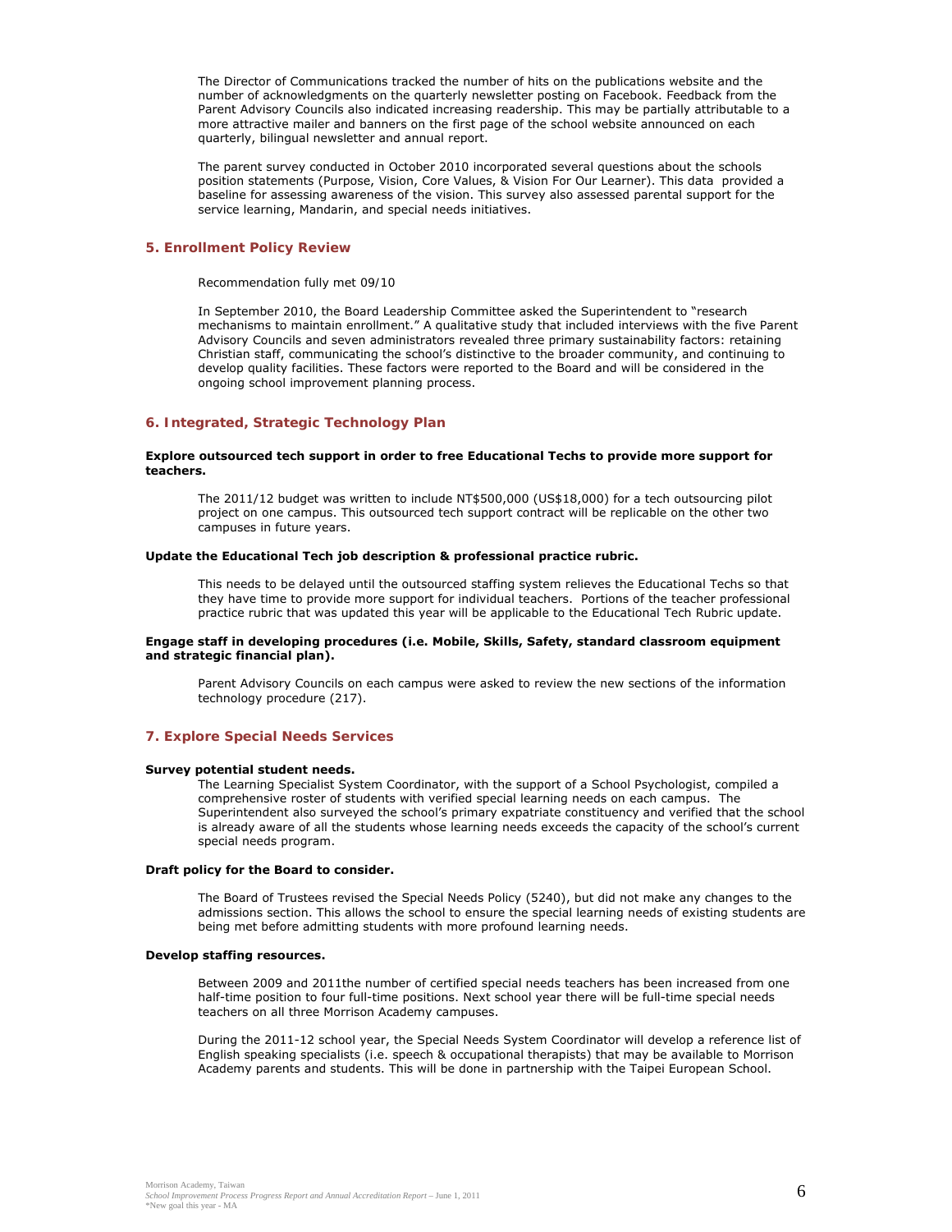The Director of Communications tracked the number of hits on the publications website and the number of acknowledgments on the quarterly newsletter posting on Facebook. Feedback from the Parent Advisory Councils also indicated increasing readership. This may be partially attributable to a more attractive mailer and banners on the first page of the school website announced on each quarterly, bilingual newsletter and annual report.

The parent survey conducted in October 2010 incorporated several questions about the schools position statements (Purpose, Vision, Core Values, & Vision For Our Learner). This data provided a baseline for assessing awareness of the vision. This survey also assessed parental support for the service learning, Mandarin, and special needs initiatives.

## 5. Enrollment Policy Review

Recommendation fully met 09/10

In September 2010, the Board Leadership Committee asked the Superintendent to "research mechanisms to maintain enrollment." A qualitative study that included interviews with the five Parent Advisory Councils and seven administrators revealed three primary sustainability factors: retaining Christian staff, communicating the school's distinctive to the broader community, and continuing to develop quality facilities. These factors were reported to the Board and will be considered in the ongoing school improvement planning process.

## 6. Integrated, Strategic Technology Plan

**Explore outsourced tech support in order to free Educational Techs to provide more support for teachers.**

The 2011/12 budget was written to include NT$500,000 (US$18,000) for a tech outsourcing pilot project on one campus. This outsourced tech support contract will be replicable on the other two campuses in future years.

**Update the Educational Tech job description & professional practice rubric.**

This needs to be delayed until the outsourced staffing system relieves the Educational Techs so that they have time to provide more support for individual teachers. Portions of the teacher professional practice rubric that was updated this year will be applicable to the Educational Tech Rubric update.

**Engage staff in developing procedures (i.e. Mobile, Skills, Safety, standard classroom equipment and strategic financial plan).**

Parent Advisory Councils on each campus were asked to review the new sections of the information technology procedure (217).

## 7. Explore Special Needs Services

**Survey potential student needs.**

The Learning Specialist System Coordinator, with the support of a School Psychologist, compiled a comprehensive roster of students with verified special learning needs on each campus. The Superintendent also surveyed the school's primary expatriate constituency and verified that the school is already aware of all the students whose learning needs exceeds the capacity of the school's current special needs program.

**Draft policy for the Board to consider.**

The Board of Trustees revised the Special Needs Policy (5240), but did not make any changes to the admissions section. This allows the school to ensure the special learning needs of existing students are being met before admitting students with more profound learning needs.

**Develop staffing resources.**

Between 2009 and 2011the number of certified special needs teachers has been increased from one half-time position to four full-time positions. Next school year there will be full-time special needs teachers on all three Morrison Academy campuses.

During the 2011-12 school year, the Special Needs System Coordinator will develop a reference list of English speaking specialists (i.e. speech & occupational therapists) that may be available to Morrison Academy parents and students. This will be done in partnership with the Taipei European School.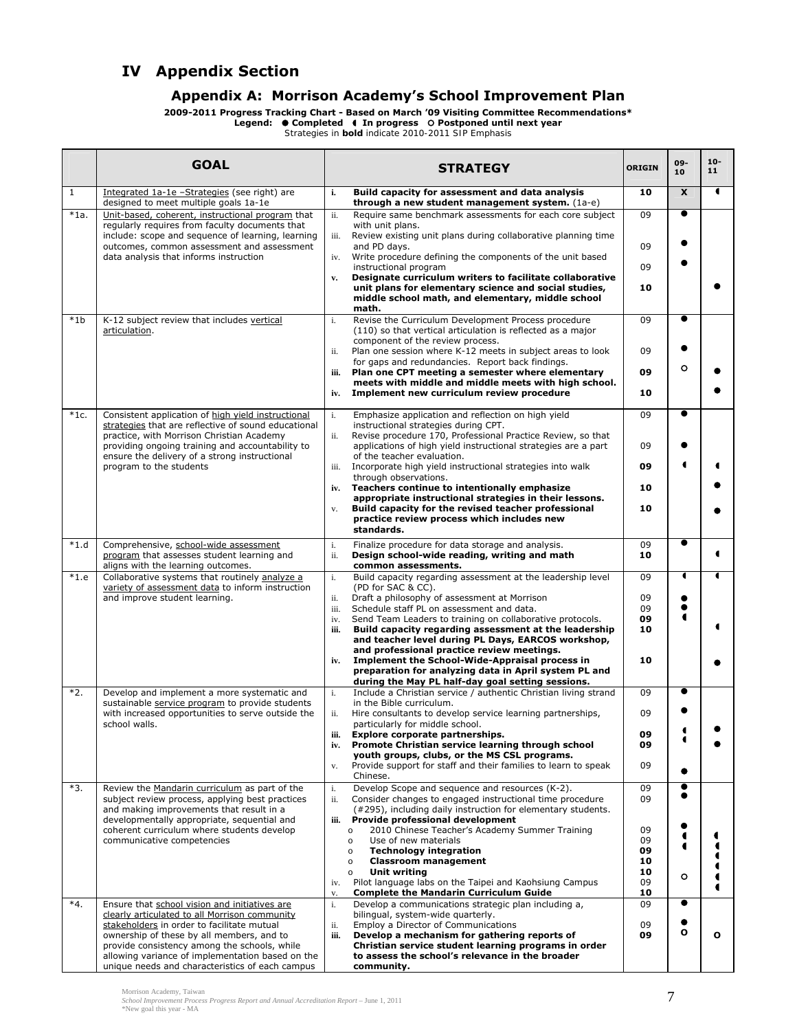# IV Appendix Section

## Appendix A: Morrison Academy's School Improvement Plan

**2009-2011 Progress Tracking Chart - Based on March '09 Visiting Committee Recommendations***
**Legend: ● Completed ◖ In progress ○ Postponed until next year**
Strategies in **bold** indicate 2010-2011 SIP Emphasis

| | GOAL | STRATEGY | ORIGIN | 09-10 | 10-11 |
|---|---|---|---|---|---|
| 1 | Integrated 1a-1e –Strategies (see right) are designed to meet multiple goals 1a-1e | i. **Build capacity for assessment and data analysis through a new student management system.** (1a-e) | **10** | **X** | ◖ |
| *1a. | Unit-based, coherent, instructional program that regularly requires from faculty documents that include: scope and sequence of learning, learning outcomes, common assessment and assessment data analysis that informs instruction | ii. Require same benchmark assessments for each core subject with unit plans.<br>iii. Review existing unit plans during collaborative planning time and PD days.<br>iv. Write procedure defining the components of the unit based instructional program<br>v. **Designate curriculum writers to facilitate collaborative unit plans for elementary science and social studies, middle school math, and elementary, middle school math.** | 09<br>09<br>09<br>**10** | ●<br>●<br>●<br> | <br><br><br>● |
| *1b | K-12 subject review that includes vertical articulation. | i. Revise the Curriculum Development Process procedure (110) so that vertical articulation is reflected as a major component of the review process.<br>ii. Plan one session where K-12 meets in subject areas to look for gaps and redundancies. Report back findings.<br>iii. **Plan one CPT meeting a semester where elementary meets with middle and middle meets with high school.**<br>iv. **Implement new curriculum review procedure** | 09<br>09<br>**09**<br>**10** | ●<br>●<br>○<br> | <br><br>●<br>● |
| *1c. | Consistent application of high yield instructional strategies that are reflective of sound educational practice, with Morrison Christian Academy providing ongoing training and accountability to ensure the delivery of a strong instructional program to the students | i. Emphasize application and reflection on high yield instructional strategies during CPT.<br>ii. Revise procedure 170, Professional Practice Review, so that applications of high yield instructional strategies are a part of the teacher evaluation.<br>iii. Incorporate high yield instructional strategies into walk through observations.<br>iv. **Teachers continue to intentionally emphasize appropriate instructional strategies in their lessons.**<br>v. **Build capacity for the revised teacher professional practice review process which includes new standards.** | 09<br>09<br>**09**<br>**10**<br>**10** | ●<br>●<br>◖<br><br> | <br><br>◖<br>●<br>● |
| *1.d | Comprehensive, school-wide assessment program that assesses student learning and aligns with the learning outcomes. | i. Finalize procedure for data storage and analysis.<br>ii. **Design school-wide reading, writing and math common assessments.** | 09<br>**10** | ●<br> | <br>◖ |
| *1.e | Collaborative systems that routinely analyze a variety of assessment data to inform instruction and improve student learning. | i. Build capacity regarding assessment at the leadership level (PD for SAC & CC).<br>ii. Draft a philosophy of assessment at Morrison<br>iii. Schedule staff PL on assessment and data.<br>iv. Send Team Leaders to training on collaborative protocols.<br>iii. **Build capacity regarding assessment at the leadership and teacher level during PL Days, EARCOS workshop, and professional practice review meetings.**<br>iv. **Implement the School-Wide-Appraisal process in preparation for analyzing data in April system PL and during the May PL half-day goal setting sessions.** | 09<br>09<br>09<br>**09**<br>**10**<br>**10** | ◖<br>●<br>●<br>◖<br><br> | ◖<br><br><br><br>◖<br>● |
| *2. | Develop and implement a more systematic and sustainable service program to provide students with increased opportunities to serve outside the school walls. | i. Include a Christian service / authentic Christian living strand in the Bible curriculum.<br>ii. Hire consultants to develop service learning partnerships, particularly for middle school.<br>iii. **Explore corporate partnerships.**<br>iv. **Promote Christian service learning through school youth groups, clubs, or the MS CSL programs.**<br>v. Provide support for staff and their families to learn to speak Chinese. | 09<br>09<br>**09**<br>**09**<br>09 | ●<br>●<br>◖<br>◖<br>● | <br><br>●<br>●<br> |
| *3. | Review the Mandarin curriculum as part of the subject review process, applying best practices and making improvements that result in a developmentally appropriate, sequential and coherent curriculum where students develop communicative competencies | i. Develop Scope and sequence and resources (K-2).<br>ii. Consider changes to engaged instructional time procedure (#295), including daily instruction for elementary students.<br>iii. **Provide professional development**<br>o 2010 Chinese Teacher's Academy Summer Training<br>o Use of new materials<br>o **Technology integration**<br>o **Classroom management**<br>o **Unit writing**<br>iv. Pilot language labs on the Taipei and Kaohsiung Campus<br>v. **Complete the Mandarin Curriculum Guide** | 09<br>09<br><br>09<br>09<br>**09**<br>**10**<br>**10**<br>09<br>**10** | ●<br>●<br><br>●<br>◖<br>◖<br><br><br>○<br> | <br><br><br>◖<br>◖<br>◖<br>◖<br>◖<br>◖<br>◖ |
| *4. | Ensure that school vision and initiatives are clearly articulated to all Morrison community stakeholders in order to facilitate mutual ownership of these by all members, and to provide consistency among the schools, while allowing variance of implementation based on the unique needs and characteristics of each campus | i. Develop a communications strategic plan including a, bilingual, system-wide quarterly.<br>ii. Employ a Director of Communications<br>iii. **Develop a mechanism for gathering reports of Christian service student learning programs in order to assess the school's relevance in the broader community.** | 09<br>09<br>**09** | ●<br>●<br>**O** | <br><br>**O** |

Morrison Academy, Taiwan
*School Improvement Process Progress Report and Annual Accreditation Report* – June 1, 2011
*New goal this year - MA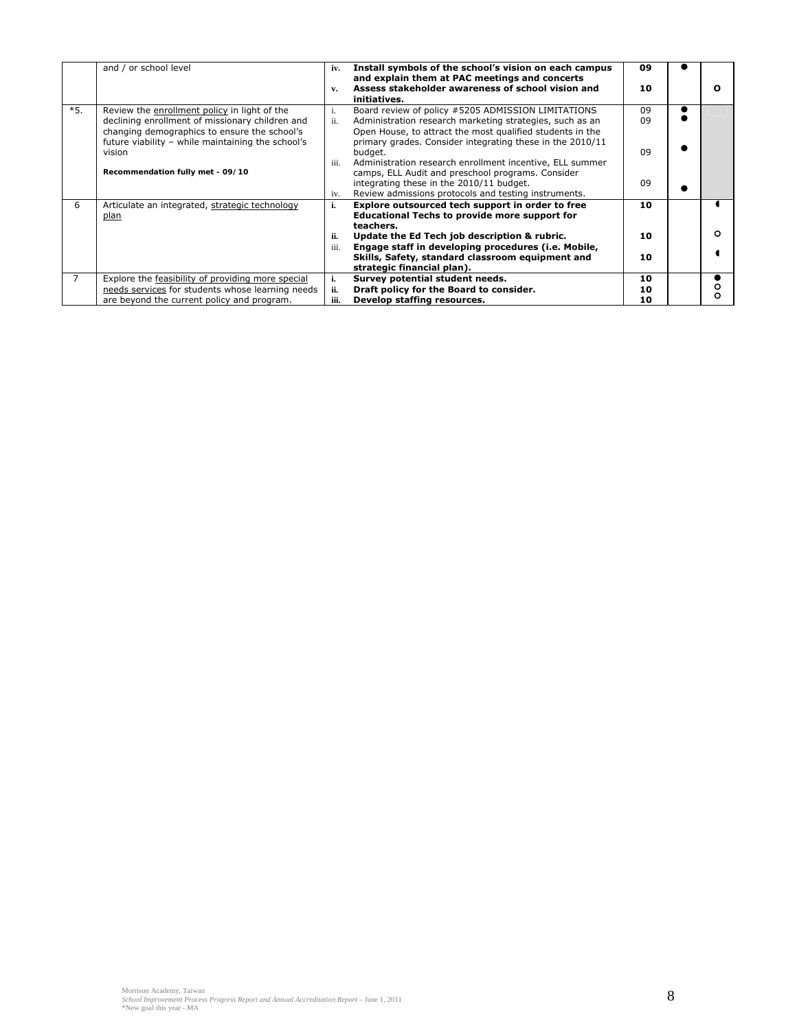| | | | | | |
|---|---|---|---|---|---|
| | and / or school level | iv. **Install symbols of the school's vision on each campus and explain them at PAC meetings and concerts**<br>v. **Assess stakeholder awareness of school vision and initiatives.** | **09**<br><br>**10** | ● | <br><br>**O** |
| *5. | Review the enrollment policy in light of the declining enrollment of missionary children and changing demographics to ensure the school's future viability – while maintaining the school's vision<br><br>**Recommendation fully met - 09/10** | i. Board review of policy #5205 ADMISSION LIMITATIONS<br>ii. Administration research marketing strategies, such as an Open House, to attract the most qualified students in the primary grades. Consider integrating these in the 2010/11 budget.<br>iii. Administration research enrollment incentive, ELL summer camps, ELL Audit and preschool programs. Consider integrating these in the 2010/11 budget.<br>iv. Review admissions protocols and testing instruments. | 09<br>09<br><br>09<br><br>09 | ●<br>●<br><br>●<br><br>● | |
| 6 | Articulate an integrated, strategic technology plan | **i. Explore outsourced tech support in order to free Educational Techs to provide more support for teachers.**<br>**ii. Update the Ed Tech job description & rubric.**<br>iii. **Engage staff in developing procedures (i.e. Mobile, Skills, Safety, standard classroom equipment and strategic financial plan).** | **10**<br><br>**10**<br><br>**10** | | ◖<br><br>○<br><br>◖ |
| 7 | Explore the feasibility of providing more special needs services for students whose learning needs are beyond the current policy and program. | **i. Survey potential student needs.**<br>**ii. Draft policy for the Board to consider.**<br>**iii. Develop staffing resources.** | **10**<br>**10**<br>**10** | | ●<br>○<br>○ |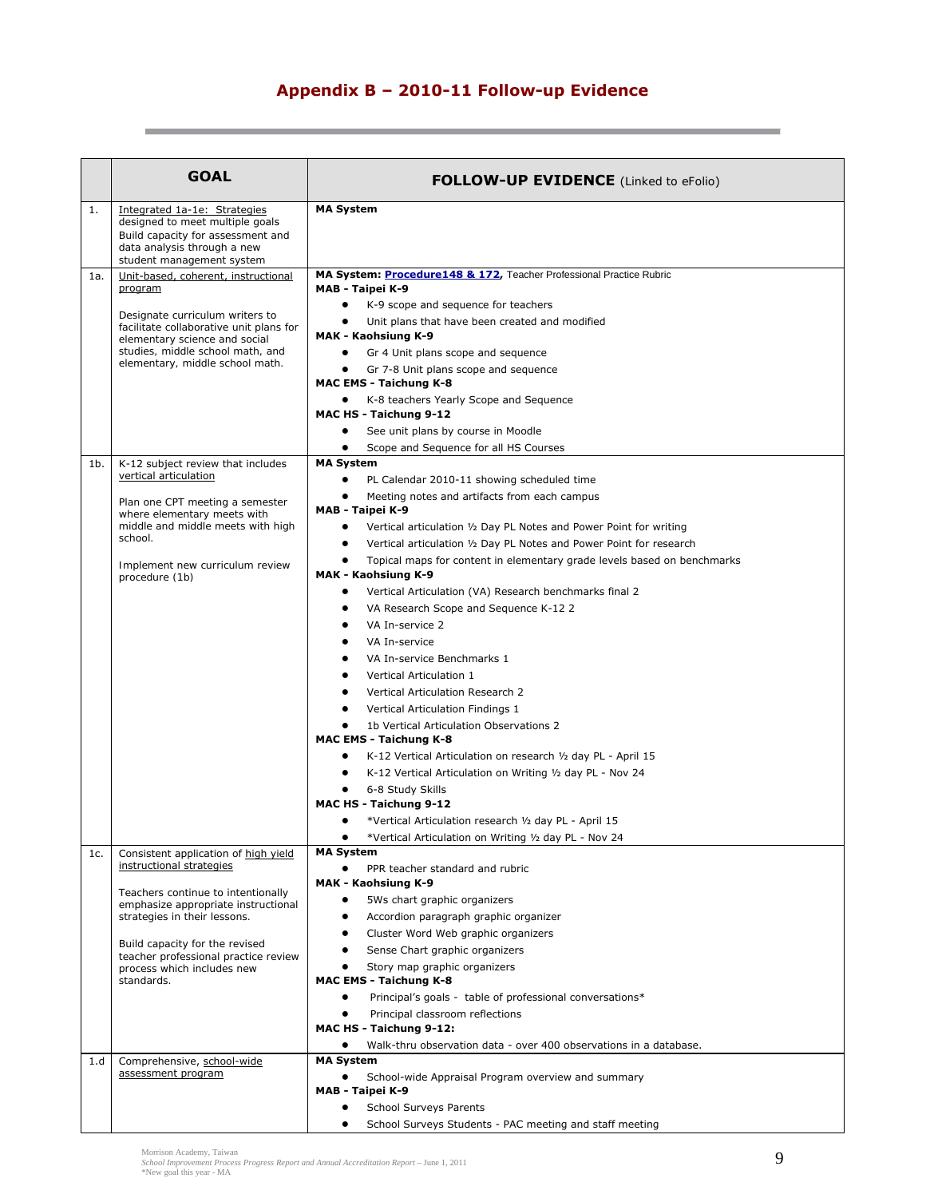## Appendix B – 2010-11 Follow-up Evidence

| | GOAL | FOLLOW-UP EVIDENCE (Linked to eFolio) |
|---|---|---|
| 1. | Integrated 1a-1e: Strategies designed to meet multiple goals<br>Build capacity for assessment and data analysis through a new student management system | **MA System** |
| 1a. | Unit-based, coherent, instructional program<br><br>Designate curriculum writers to facilitate collaborative unit plans for elementary science and social studies, middle school math, and elementary, middle school math. | **MA System: Procedure148 & 172**, Teacher Professional Practice Rubric<br>**MAB - Taipei K-9**<br>● K-9 scope and sequence for teachers<br>● Unit plans that have been created and modified<br>**MAK - Kaohsiung K-9**<br>● Gr 4 Unit plans scope and sequence<br>● Gr 7-8 Unit plans scope and sequence<br>**MAC EMS - Taichung K-8**<br>● K-8 teachers Yearly Scope and Sequence<br>**MAC HS - Taichung 9-12**<br>● See unit plans by course in Moodle<br>● Scope and Sequence for all HS Courses |
| 1b. | K-12 subject review that includes vertical articulation<br><br>Plan one CPT meeting a semester where elementary meets with middle and middle meets with high school.<br><br>Implement new curriculum review procedure (1b) | **MA System**<br>● PL Calendar 2010-11 showing scheduled time<br>● Meeting notes and artifacts from each campus<br>**MAB - Taipei K-9**<br>● Vertical articulation ½ Day PL Notes and Power Point for writing<br>● Vertical articulation ½ Day PL Notes and Power Point for research<br>● Topical maps for content in elementary grade levels based on benchmarks<br>**MAK - Kaohsiung K-9**<br>● Vertical Articulation (VA) Research benchmarks final 2<br>● VA Research Scope and Sequence K-12 2<br>● VA In-service 2<br>● VA In-service<br>● VA In-service Benchmarks 1<br>● Vertical Articulation 1<br>● Vertical Articulation Research 2<br>● Vertical Articulation Findings 1<br>● 1b Vertical Articulation Observations 2<br>**MAC EMS - Taichung K-8**<br>● K-12 Vertical Articulation on research ½ day PL - April 15<br>● K-12 Vertical Articulation on Writing ½ day PL - Nov 24<br>● 6-8 Study Skills<br>**MAC HS - Taichung 9-12**<br>● *Vertical Articulation research ½ day PL - April 15<br>● *Vertical Articulation on Writing ½ day PL - Nov 24 |
| 1c. | Consistent application of high yield instructional strategies<br><br>Teachers continue to intentionally emphasize appropriate instructional strategies in their lessons.<br><br>Build capacity for the revised teacher professional practice review process which includes new standards. | **MA System**<br>● PPR teacher standard and rubric<br>**MAK - Kaohsiung K-9**<br>● 5Ws chart graphic organizers<br>● Accordion paragraph graphic organizer<br>● Cluster Word Web graphic organizers<br>● Sense Chart graphic organizers<br>● Story map graphic organizers<br>**MAC EMS - Taichung K-8**<br>● Principal's goals - table of professional conversations*<br>● Principal classroom reflections<br>**MAC HS - Taichung 9-12:**<br>● Walk-thru observation data - over 400 observations in a database. |
| 1.d | Comprehensive, school-wide assessment program | **MA System**<br>● School-wide Appraisal Program overview and summary<br>**MAB - Taipei K-9**<br>● School Surveys Parents<br>● School Surveys Students - PAC meeting and staff meeting |

*New goal this year - MA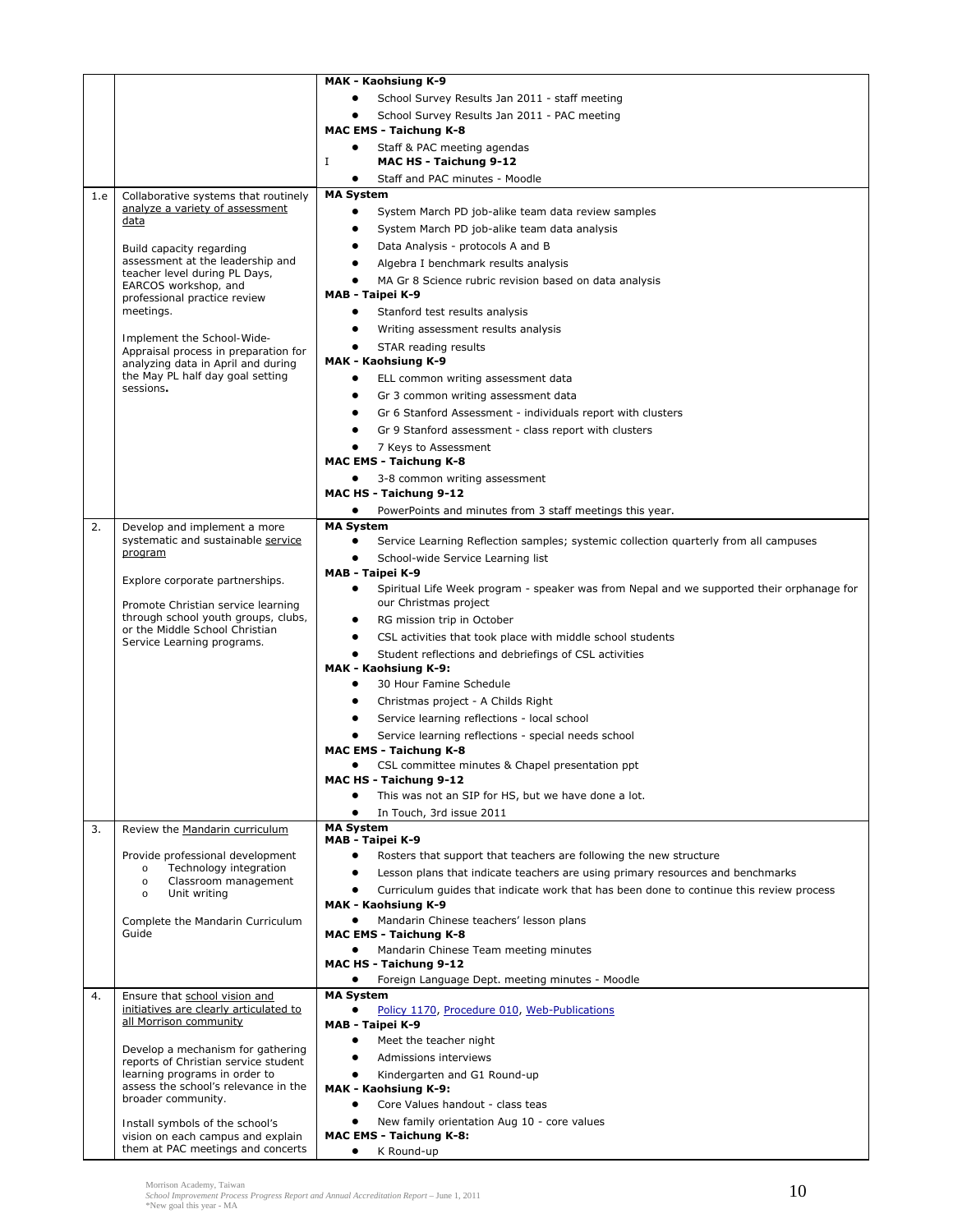| | | |
|---|---|---|
| | | **MAK - Kaohsiung K-9**<br>• School Survey Results Jan 2011 - staff meeting<br>• School Survey Results Jan 2011 - PAC meeting<br>**MAC EMS - Taichung K-8**<br>• Staff & PAC meeting agendas<br>I **MAC HS - Taichung 9-12**<br>• Staff and PAC minutes - Moodle |
| 1.e | Collaborative systems that routinely <u>analyze a variety of assessment data</u><br><br>Build capacity regarding assessment at the leadership and teacher level during PL Days, EARCOS workshop, and professional practice review meetings.<br><br>Implement the School-Wide-Appraisal process in preparation for analyzing data in April and during the May PL half day goal setting sessions**.** | **MA System**<br>• System March PD job-alike team data review samples<br>• System March PD job-alike team data analysis<br>• Data Analysis - protocols A and B<br>• Algebra I benchmark results analysis<br>• MA Gr 8 Science rubric revision based on data analysis<br>**MAB - Taipei K-9**<br>• Stanford test results analysis<br>• Writing assessment results analysis<br>• STAR reading results<br>**MAK - Kaohsiung K-9**<br>• ELL common writing assessment data<br>• Gr 3 common writing assessment data<br>• Gr 6 Stanford Assessment - individuals report with clusters<br>• Gr 9 Stanford assessment - class report with clusters<br>• 7 Keys to Assessment<br>**MAC EMS - Taichung K-8**<br>• 3-8 common writing assessment<br>**MAC HS - Taichung 9-12**<br>• PowerPoints and minutes from 3 staff meetings this year. |
| 2. | Develop and implement a more systematic and sustainable <u>service program</u><br><br>Explore corporate partnerships.<br><br>Promote Christian service learning through school youth groups, clubs, or the Middle School Christian Service Learning programs. | **MA System**<br>• Service Learning Reflection samples; systemic collection quarterly from all campuses<br>• School-wide Service Learning list<br>**MAB - Taipei K-9**<br>• Spiritual Life Week program - speaker was from Nepal and we supported their orphanage for our Christmas project<br>• RG mission trip in October<br>• CSL activities that took place with middle school students<br>• Student reflections and debriefings of CSL activities<br>**MAK - Kaohsiung K-9:**<br>• 30 Hour Famine Schedule<br>• Christmas project - A Childs Right<br>• Service learning reflections - local school<br>• Service learning reflections - special needs school<br>**MAC EMS - Taichung K-8**<br>• CSL committee minutes & Chapel presentation ppt<br>**MAC HS - Taichung 9-12**<br>• This was not an SIP for HS, but we have done a lot.<br>• In Touch, 3rd issue 2011 |
| 3. | Review the <u>Mandarin curriculum</u><br><br>Provide professional development<br>o Technology integration<br>o Classroom management<br>o Unit writing<br><br>Complete the Mandarin Curriculum Guide | **MA System**<br>**MAB - Taipei K-9**<br>• Rosters that support that teachers are following the new structure<br>• Lesson plans that indicate teachers are using primary resources and benchmarks<br>• Curriculum guides that indicate work that has been done to continue this review process<br>**MAK - Kaohsiung K-9**<br>• Mandarin Chinese teachers' lesson plans<br>**MAC EMS - Taichung K-8**<br>• Mandarin Chinese Team meeting minutes<br>**MAC HS - Taichung 9-12**<br>• Foreign Language Dept. meeting minutes - Moodle |
| 4. | Ensure that <u>school vision and initiatives are clearly articulated to all Morrison community</u><br><br>Develop a mechanism for gathering reports of Christian service student learning programs in order to assess the school's relevance in the broader community.<br><br>Install symbols of the school's vision on each campus and explain them at PAC meetings and concerts | **MA System**<br>• <u>Policy 1170</u>, <u>Procedure 010</u>, <u>Web-Publications</u><br>**MAB - Taipei K-9**<br>• Meet the teacher night<br>• Admissions interviews<br>• Kindergarten and G1 Round-up<br>**MAK - Kaohsiung K-9:**<br>• Core Values handout - class teas<br>• New family orientation Aug 10 - core values<br>**MAC EMS - Taichung K-8:**<br>• K Round-up |

Morrison Academy, Taiwan
*School Improvement Process Progress Report and Annual Accreditation Report* – June 1, 2011
*New goal this year - MA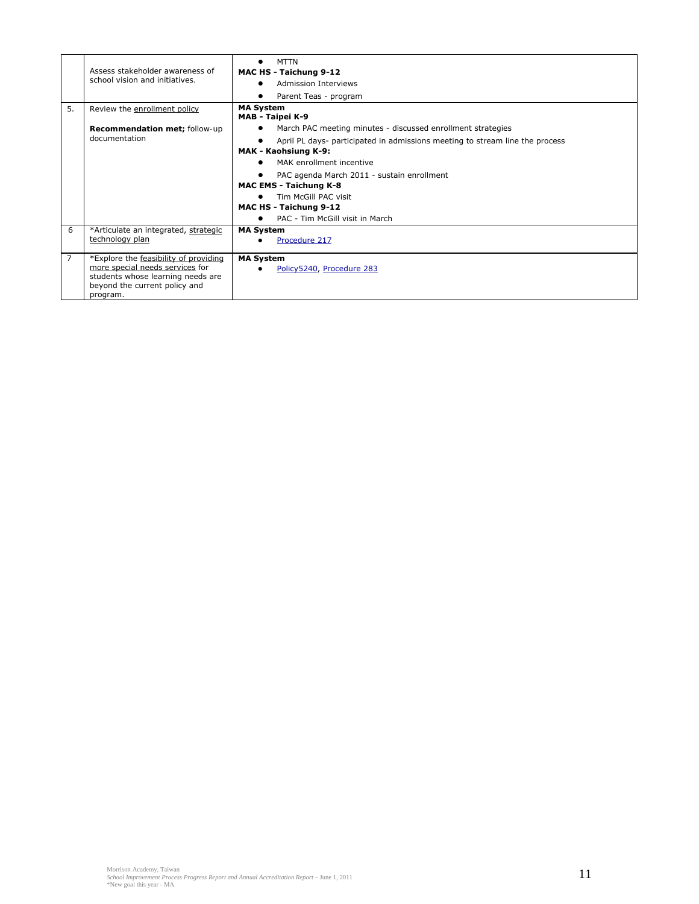| | | |
|---|---|---|
| | Assess stakeholder awareness of school vision and initiatives. | • MTTN<br>**MAC HS - Taichung 9-12**<br>• Admission Interviews<br>• Parent Teas - program |
| 5. | Review the enrollment policy<br><br>**Recommendation met;** follow-up documentation | **MA System**<br>**MAB - Taipei K-9**<br>• March PAC meeting minutes - discussed enrollment strategies<br>• April PL days- participated in admissions meeting to stream line the process<br>**MAK - Kaohsiung K-9:**<br>• MAK enrollment incentive<br>• PAC agenda March 2011 - sustain enrollment<br>**MAC EMS - Taichung K-8**<br>• Tim McGill PAC visit<br>**MAC HS - Taichung 9-12**<br>• PAC - Tim McGill visit in March |
| 6 | *Articulate an integrated, strategic technology plan | **MA System**<br>• Procedure 217 |
| 7 | *Explore the feasibility of providing more special needs services for students whose learning needs are beyond the current policy and program. | **MA System**<br>• Policy5240, Procedure 283 |

*New goal this year - MA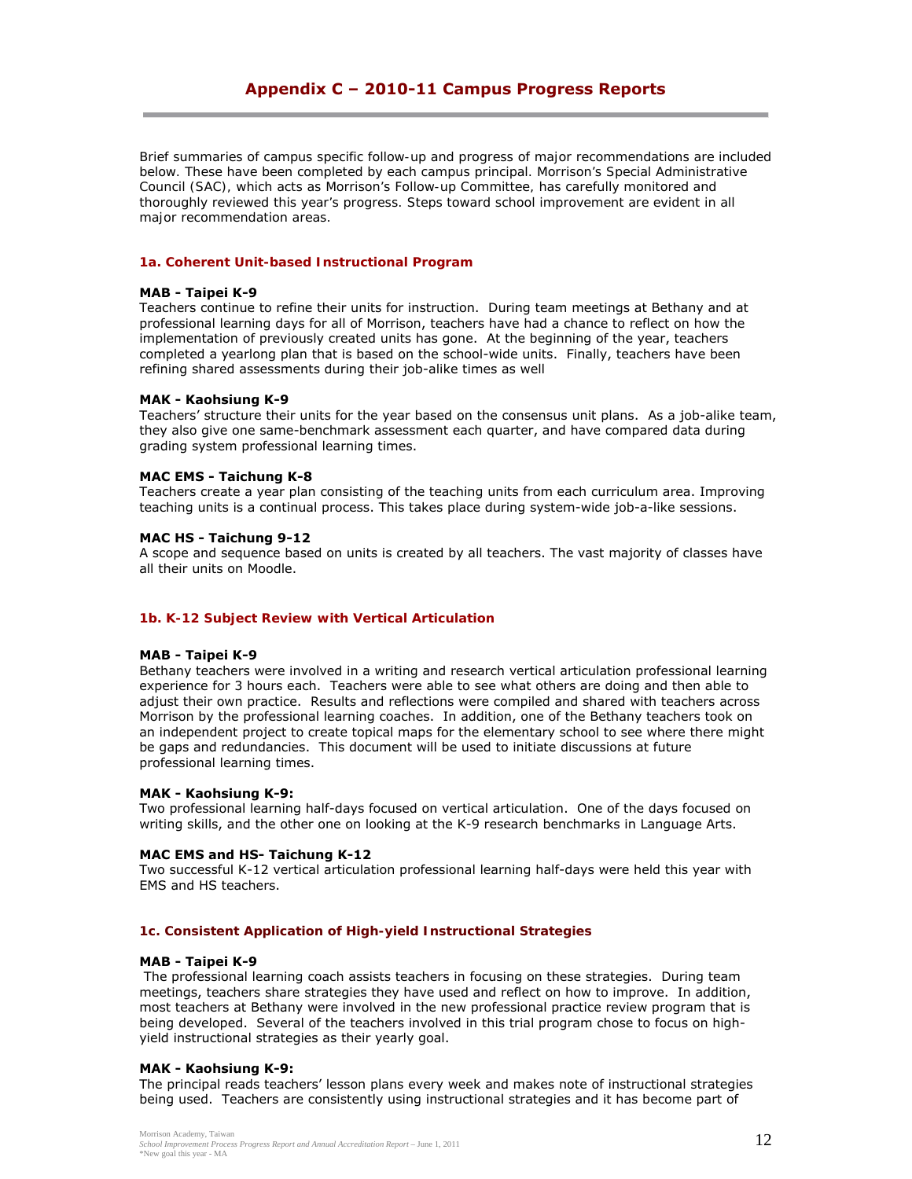# Appendix C – 2010-11 Campus Progress Reports

Brief summaries of campus specific follow-up and progress of major recommendations are included below. These have been completed by each campus principal. Morrison's Special Administrative Council (SAC), which acts as Morrison's Follow-up Committee, has carefully monitored and thoroughly reviewed this year's progress. Steps toward school improvement are evident in all major recommendation areas.

## 1a. Coherent Unit-based Instructional Program

**MAB - Taipei K-9**
Teachers continue to refine their units for instruction. During team meetings at Bethany and at professional learning days for all of Morrison, teachers have had a chance to reflect on how the implementation of previously created units has gone. At the beginning of the year, teachers completed a yearlong plan that is based on the school-wide units. Finally, teachers have been refining shared assessments during their job-alike times as well

**MAK - Kaohsiung K-9**
Teachers' structure their units for the year based on the consensus unit plans. As a job-alike team, they also give one same-benchmark assessment each quarter, and have compared data during grading system professional learning times.

**MAC EMS - Taichung K-8**
Teachers create a year plan consisting of the teaching units from each curriculum area. Improving teaching units is a continual process. This takes place during system-wide job-a-like sessions.

**MAC HS - Taichung 9-12**
A scope and sequence based on units is created by all teachers. The vast majority of classes have all their units on Moodle.

## 1b. K-12 Subject Review with Vertical Articulation

**MAB - Taipei K-9**
Bethany teachers were involved in a writing and research vertical articulation professional learning experience for 3 hours each. Teachers were able to see what others are doing and then able to adjust their own practice. Results and reflections were compiled and shared with teachers across Morrison by the professional learning coaches. In addition, one of the Bethany teachers took on an independent project to create topical maps for the elementary school to see where there might be gaps and redundancies. This document will be used to initiate discussions at future professional learning times.

**MAK - Kaohsiung K-9:**
Two professional learning half-days focused on vertical articulation. One of the days focused on writing skills, and the other one on looking at the K-9 research benchmarks in Language Arts.

**MAC EMS and HS- Taichung K-12**
Two successful K-12 vertical articulation professional learning half-days were held this year with EMS and HS teachers.

## 1c. Consistent Application of High-yield Instructional Strategies

**MAB - Taipei K-9**
The professional learning coach assists teachers in focusing on these strategies. During team meetings, teachers share strategies they have used and reflect on how to improve. In addition, most teachers at Bethany were involved in the new professional practice review program that is being developed. Several of the teachers involved in this trial program chose to focus on high-yield instructional strategies as their yearly goal.

**MAK - Kaohsiung K-9:**
The principal reads teachers' lesson plans every week and makes note of instructional strategies being used. Teachers are consistently using instructional strategies and it has become part of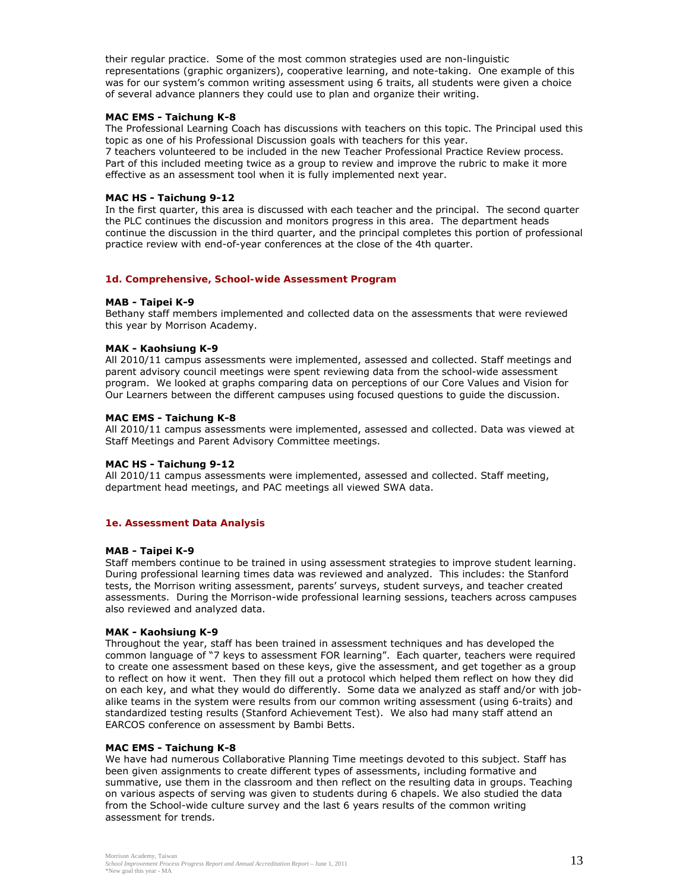their regular practice. Some of the most common strategies used are non-linguistic representations (graphic organizers), cooperative learning, and note-taking. One example of this was for our system's common writing assessment using 6 traits, all students were given a choice of several advance planners they could use to plan and organize their writing.

**MAC EMS - Taichung K-8**
The Professional Learning Coach has discussions with teachers on this topic. The Principal used this topic as one of his Professional Discussion goals with teachers for this year.
7 teachers volunteered to be included in the new Teacher Professional Practice Review process. Part of this included meeting twice as a group to review and improve the rubric to make it more effective as an assessment tool when it is fully implemented next year.

**MAC HS - Taichung 9-12**
In the first quarter, this area is discussed with each teacher and the principal. The second quarter the PLC continues the discussion and monitors progress in this area. The department heads continue the discussion in the third quarter, and the principal completes this portion of professional practice review with end-of-year conferences at the close of the 4th quarter.

### 1d. Comprehensive, School-wide Assessment Program

**MAB - Taipei K-9**
Bethany staff members implemented and collected data on the assessments that were reviewed this year by Morrison Academy.

**MAK - Kaohsiung K-9**
All 2010/11 campus assessments were implemented, assessed and collected. Staff meetings and parent advisory council meetings were spent reviewing data from the school-wide assessment program. We looked at graphs comparing data on perceptions of our Core Values and Vision for Our Learners between the different campuses using focused questions to guide the discussion.

**MAC EMS - Taichung K-8**
All 2010/11 campus assessments were implemented, assessed and collected. Data was viewed at Staff Meetings and Parent Advisory Committee meetings.

**MAC HS - Taichung 9-12**
All 2010/11 campus assessments were implemented, assessed and collected. Staff meeting, department head meetings, and PAC meetings all viewed SWA data.

### 1e. Assessment Data Analysis

**MAB - Taipei K-9**
Staff members continue to be trained in using assessment strategies to improve student learning. During professional learning times data was reviewed and analyzed. This includes: the Stanford tests, the Morrison writing assessment, parents' surveys, student surveys, and teacher created assessments. During the Morrison-wide professional learning sessions, teachers across campuses also reviewed and analyzed data.

**MAK - Kaohsiung K-9**
Throughout the year, staff has been trained in assessment techniques and has developed the common language of "7 keys to assessment FOR learning". Each quarter, teachers were required to create one assessment based on these keys, give the assessment, and get together as a group to reflect on how it went. Then they fill out a protocol which helped them reflect on how they did on each key, and what they would do differently. Some data we analyzed as staff and/or with job-alike teams in the system were results from our common writing assessment (using 6-traits) and standardized testing results (Stanford Achievement Test). We also had many staff attend an EARCOS conference on assessment by Bambi Betts.

**MAC EMS - Taichung K-8**
We have had numerous Collaborative Planning Time meetings devoted to this subject. Staff has been given assignments to create different types of assessments, including formative and summative, use them in the classroom and then reflect on the resulting data in groups. Teaching on various aspects of serving was given to students during 6 chapels. We also studied the data from the School-wide culture survey and the last 6 years results of the common writing assessment for trends.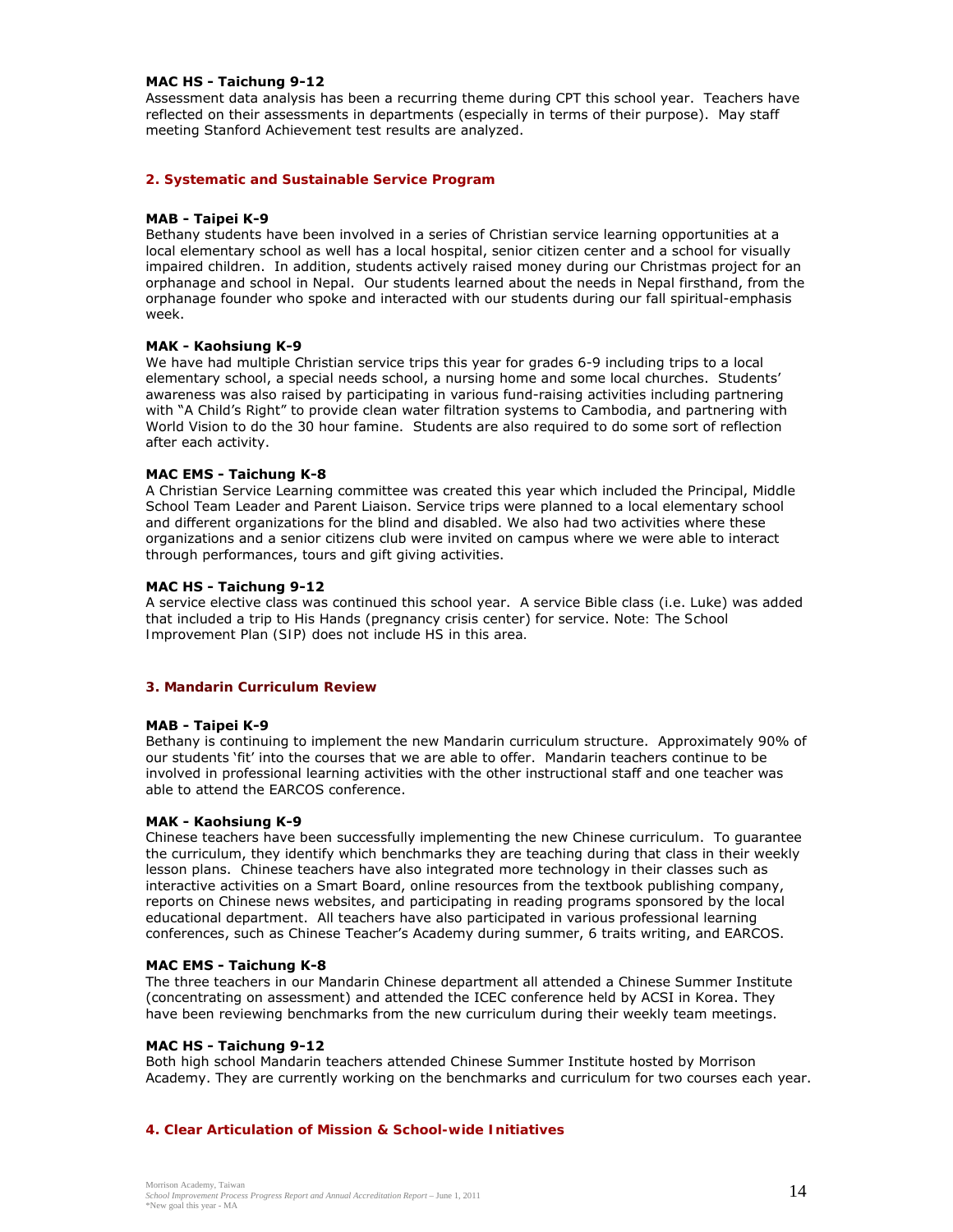**MAC HS - Taichung 9-12**

Assessment data analysis has been a recurring theme during CPT this school year. Teachers have reflected on their assessments in departments (especially in terms of their purpose). May staff meeting Stanford Achievement test results are analyzed.

### 2. Systematic and Sustainable Service Program

**MAB - Taipei K-9**

Bethany students have been involved in a series of Christian service learning opportunities at a local elementary school as well has a local hospital, senior citizen center and a school for visually impaired children. In addition, students actively raised money during our Christmas project for an orphanage and school in Nepal. Our students learned about the needs in Nepal firsthand, from the orphanage founder who spoke and interacted with our students during our fall spiritual-emphasis week.

**MAK - Kaohsiung K-9**

We have had multiple Christian service trips this year for grades 6-9 including trips to a local elementary school, a special needs school, a nursing home and some local churches. Students' awareness was also raised by participating in various fund-raising activities including partnering with "A Child's Right" to provide clean water filtration systems to Cambodia, and partnering with World Vision to do the 30 hour famine. Students are also required to do some sort of reflection after each activity.

**MAC EMS - Taichung K-8**

A Christian Service Learning committee was created this year which included the Principal, Middle School Team Leader and Parent Liaison. Service trips were planned to a local elementary school and different organizations for the blind and disabled. We also had two activities where these organizations and a senior citizens club were invited on campus where we were able to interact through performances, tours and gift giving activities.

**MAC HS - Taichung 9-12**

A service elective class was continued this school year. A service Bible class (i.e. Luke) was added that included a trip to His Hands (pregnancy crisis center) for service. Note: The School Improvement Plan (SIP) does not include HS in this area.

### 3. Mandarin Curriculum Review

**MAB - Taipei K-9**

Bethany is continuing to implement the new Mandarin curriculum structure. Approximately 90% of our students 'fit' into the courses that we are able to offer. Mandarin teachers continue to be involved in professional learning activities with the other instructional staff and one teacher was able to attend the EARCOS conference.

**MAK - Kaohsiung K-9**

Chinese teachers have been successfully implementing the new Chinese curriculum. To guarantee the curriculum, they identify which benchmarks they are teaching during that class in their weekly lesson plans. Chinese teachers have also integrated more technology in their classes such as interactive activities on a Smart Board, online resources from the textbook publishing company, reports on Chinese news websites, and participating in reading programs sponsored by the local educational department. All teachers have also participated in various professional learning conferences, such as Chinese Teacher's Academy during summer, 6 traits writing, and EARCOS.

**MAC EMS - Taichung K-8**

The three teachers in our Mandarin Chinese department all attended a Chinese Summer Institute (concentrating on assessment) and attended the ICEC conference held by ACSI in Korea. They have been reviewing benchmarks from the new curriculum during their weekly team meetings.

**MAC HS - Taichung 9-12**

Both high school Mandarin teachers attended Chinese Summer Institute hosted by Morrison Academy. They are currently working on the benchmarks and curriculum for two courses each year.

### 4. Clear Articulation of Mission & School-wide Initiatives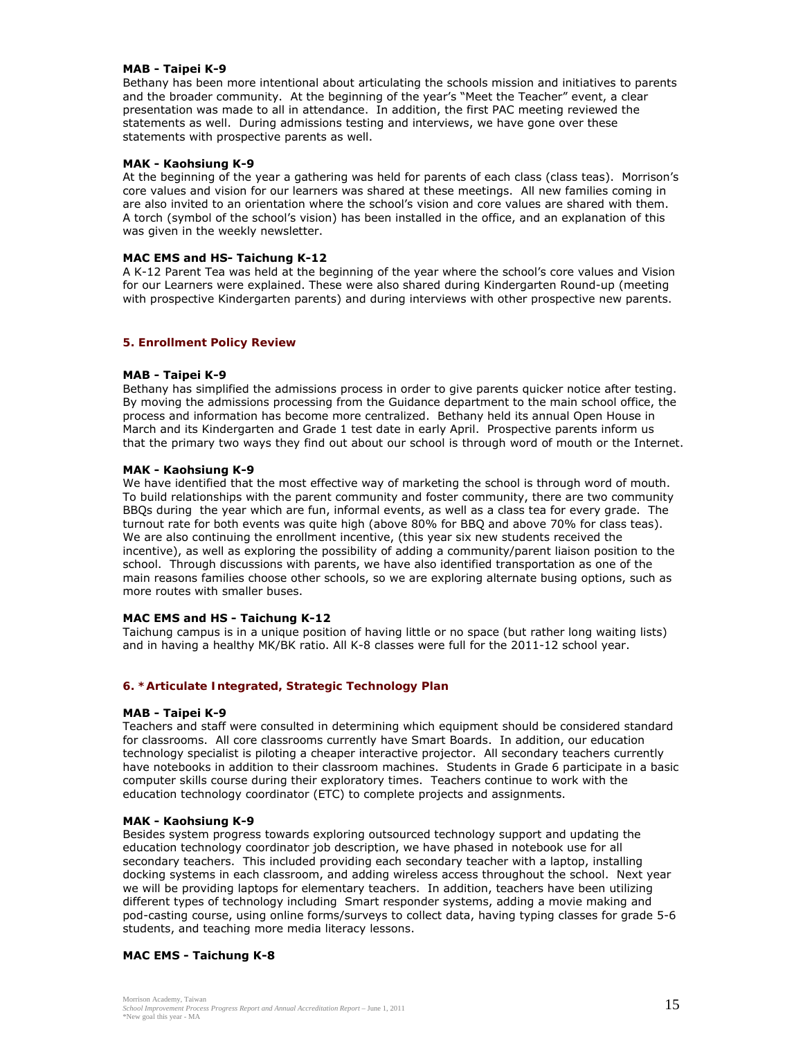**MAB - Taipei K-9**
Bethany has been more intentional about articulating the schools mission and initiatives to parents and the broader community. At the beginning of the year's "Meet the Teacher" event, a clear presentation was made to all in attendance. In addition, the first PAC meeting reviewed the statements as well. During admissions testing and interviews, we have gone over these statements with prospective parents as well.

**MAK - Kaohsiung K-9**
At the beginning of the year a gathering was held for parents of each class (class teas). Morrison's core values and vision for our learners was shared at these meetings. All new families coming in are also invited to an orientation where the school's vision and core values are shared with them. A torch (symbol of the school's vision) has been installed in the office, and an explanation of this was given in the weekly newsletter.

**MAC EMS and HS- Taichung K-12**
A K-12 Parent Tea was held at the beginning of the year where the school's core values and Vision for our Learners were explained. These were also shared during Kindergarten Round-up (meeting with prospective Kindergarten parents) and during interviews with other prospective new parents.

### 5. Enrollment Policy Review

**MAB - Taipei K-9**
Bethany has simplified the admissions process in order to give parents quicker notice after testing. By moving the admissions processing from the Guidance department to the main school office, the process and information has become more centralized. Bethany held its annual Open House in March and its Kindergarten and Grade 1 test date in early April. Prospective parents inform us that the primary two ways they find out about our school is through word of mouth or the Internet.

**MAK - Kaohsiung K-9**
We have identified that the most effective way of marketing the school is through word of mouth. To build relationships with the parent community and foster community, there are two community BBQs during the year which are fun, informal events, as well as a class tea for every grade. The turnout rate for both events was quite high (above 80% for BBQ and above 70% for class teas). We are also continuing the enrollment incentive, (this year six new students received the incentive), as well as exploring the possibility of adding a community/parent liaison position to the school. Through discussions with parents, we have also identified transportation as one of the main reasons families choose other schools, so we are exploring alternate busing options, such as more routes with smaller buses.

**MAC EMS and HS - Taichung K-12**
Taichung campus is in a unique position of having little or no space (but rather long waiting lists) and in having a healthy MK/BK ratio. All K-8 classes were full for the 2011-12 school year.

### 6. *Articulate Integrated, Strategic Technology Plan

**MAB - Taipei K-9**
Teachers and staff were consulted in determining which equipment should be considered standard for classrooms. All core classrooms currently have Smart Boards. In addition, our education technology specialist is piloting a cheaper interactive projector. All secondary teachers currently have notebooks in addition to their classroom machines. Students in Grade 6 participate in a basic computer skills course during their exploratory times. Teachers continue to work with the education technology coordinator (ETC) to complete projects and assignments.

**MAK - Kaohsiung K-9**
Besides system progress towards exploring outsourced technology support and updating the education technology coordinator job description, we have phased in notebook use for all secondary teachers. This included providing each secondary teacher with a laptop, installing docking systems in each classroom, and adding wireless access throughout the school. Next year we will be providing laptops for elementary teachers. In addition, teachers have been utilizing different types of technology including Smart responder systems, adding a movie making and pod-casting course, using online forms/surveys to collect data, having typing classes for grade 5-6 students, and teaching more media literacy lessons.

**MAC EMS - Taichung K-8**

*New goal this year - MA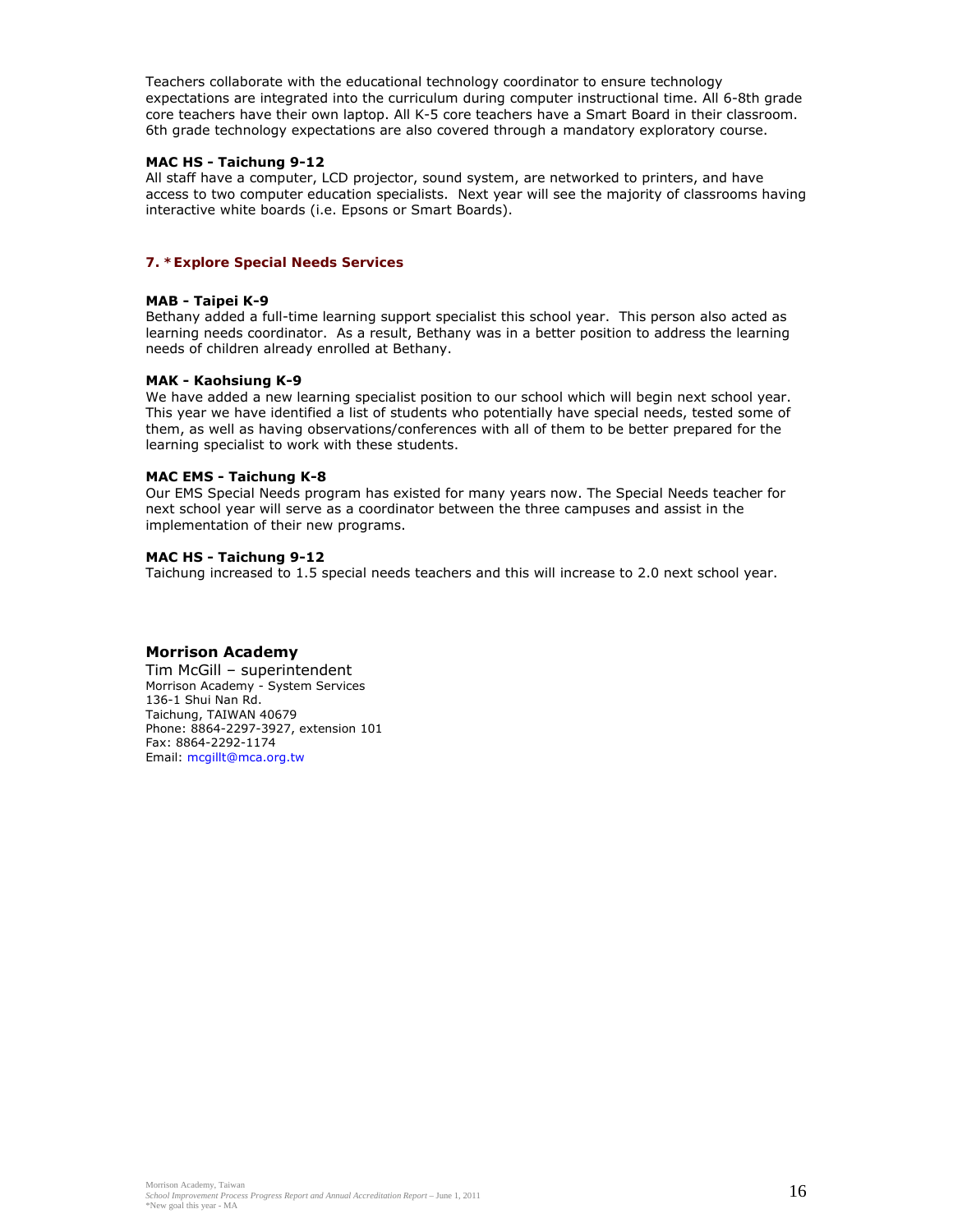Teachers collaborate with the educational technology coordinator to ensure technology expectations are integrated into the curriculum during computer instructional time. All 6-8th grade core teachers have their own laptop. All K-5 core teachers have a Smart Board in their classroom. 6th grade technology expectations are also covered through a mandatory exploratory course.

**MAC HS - Taichung 9-12**
All staff have a computer, LCD projector, sound system, are networked to printers, and have access to two computer education specialists. Next year will see the majority of classrooms having interactive white boards (i.e. Epsons or Smart Boards).

### 7. *Explore Special Needs Services

**MAB - Taipei K-9**
Bethany added a full-time learning support specialist this school year. This person also acted as learning needs coordinator. As a result, Bethany was in a better position to address the learning needs of children already enrolled at Bethany.

**MAK - Kaohsiung K-9**
We have added a new learning specialist position to our school which will begin next school year. This year we have identified a list of students who potentially have special needs, tested some of them, as well as having observations/conferences with all of them to be better prepared for the learning specialist to work with these students.

**MAC EMS - Taichung K-8**
Our EMS Special Needs program has existed for many years now. The Special Needs teacher for next school year will serve as a coordinator between the three campuses and assist in the implementation of their new programs.

**MAC HS - Taichung 9-12**
Taichung increased to 1.5 special needs teachers and this will increase to 2.0 next school year.

**Morrison Academy**
Tim McGill – superintendent
Morrison Academy - System Services
136-1 Shui Nan Rd.
Taichung, TAIWAN 40679
Phone: 8864-2297-3927, extension 101
Fax: 8864-2292-1174
Email: mcgillt@mca.org.tw

*New goal this year - MA